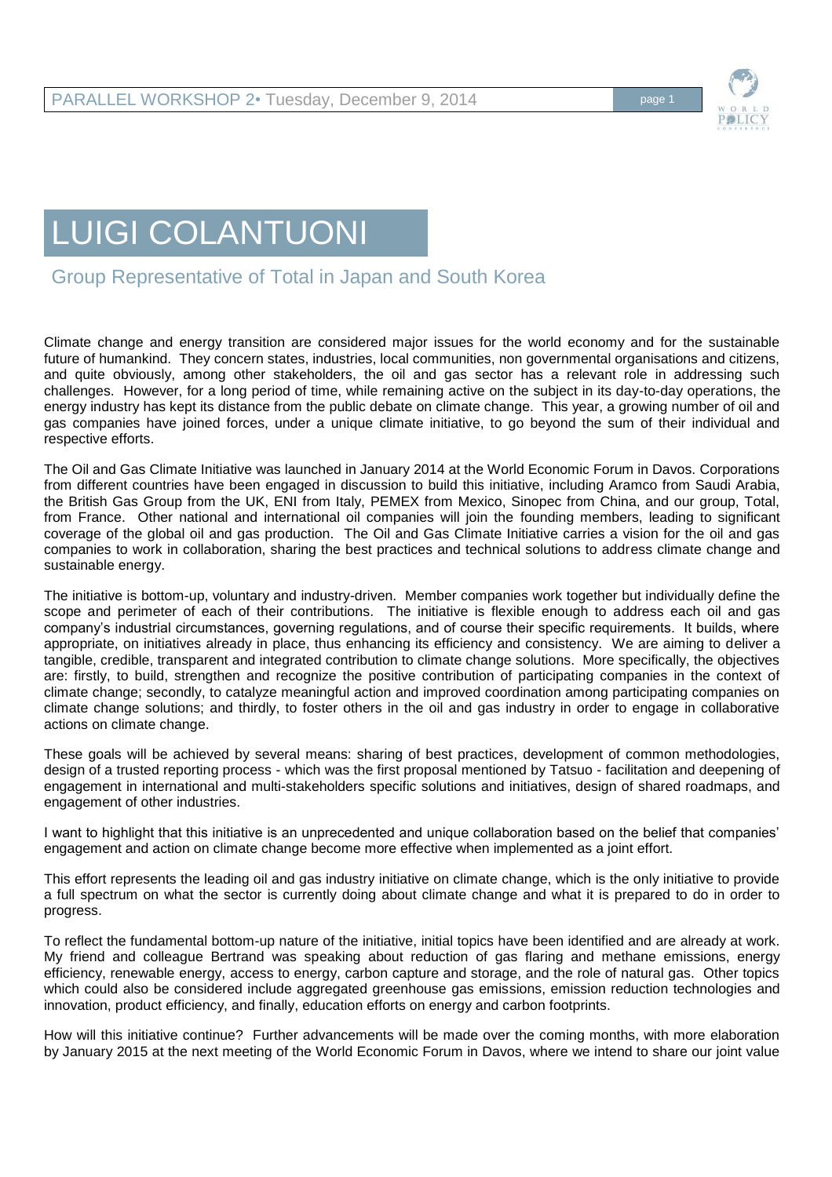# LUIGI COLANTUONI

## Group Representative of Total in Japan and South Korea

Climate change and energy transition are considered major issues for the world economy and for the sustainable future of humankind. They concern states, industries, local communities, non governmental organisations and citizens, and quite obviously, among other stakeholders, the oil and gas sector has a relevant role in addressing such challenges. However, for a long period of time, while remaining active on the subject in its day-to-day operations, the energy industry has kept its distance from the public debate on climate change. This year, a growing number of oil and gas companies have joined forces, under a unique climate initiative, to go beyond the sum of their individual and respective efforts.

The Oil and Gas Climate Initiative was launched in January 2014 at the World Economic Forum in Davos. Corporations from different countries have been engaged in discussion to build this initiative, including Aramco from Saudi Arabia, the British Gas Group from the UK, ENI from Italy, PEMEX from Mexico, Sinopec from China, and our group, Total, from France. Other national and international oil companies will join the founding members, leading to significant coverage of the global oil and gas production. The Oil and Gas Climate Initiative carries a vision for the oil and gas companies to work in collaboration, sharing the best practices and technical solutions to address climate change and sustainable energy.

The initiative is bottom-up, voluntary and industry-driven. Member companies work together but individually define the scope and perimeter of each of their contributions. The initiative is flexible enough to address each oil and gas company's industrial circumstances, governing regulations, and of course their specific requirements. It builds, where appropriate, on initiatives already in place, thus enhancing its efficiency and consistency. We are aiming to deliver a tangible, credible, transparent and integrated contribution to climate change solutions. More specifically, the objectives are: firstly, to build, strengthen and recognize the positive contribution of participating companies in the context of climate change; secondly, to catalyze meaningful action and improved coordination among participating companies on climate change solutions; and thirdly, to foster others in the oil and gas industry in order to engage in collaborative actions on climate change.

These goals will be achieved by several means: sharing of best practices, development of common methodologies, design of a trusted reporting process - which was the first proposal mentioned by Tatsuo - facilitation and deepening of engagement in international and multi-stakeholders specific solutions and initiatives, design of shared roadmaps, and engagement of other industries.

I want to highlight that this initiative is an unprecedented and unique collaboration based on the belief that companies' engagement and action on climate change become more effective when implemented as a joint effort.

This effort represents the leading oil and gas industry initiative on climate change, which is the only initiative to provide a full spectrum on what the sector is currently doing about climate change and what it is prepared to do in order to progress.

To reflect the fundamental bottom-up nature of the initiative, initial topics have been identified and are already at work. My friend and colleague Bertrand was speaking about reduction of gas flaring and methane emissions, energy efficiency, renewable energy, access to energy, carbon capture and storage, and the role of natural gas. Other topics which could also be considered include aggregated greenhouse gas emissions, emission reduction technologies and innovation, product efficiency, and finally, education efforts on energy and carbon footprints.

How will this initiative continue? Further advancements will be made over the coming months, with more elaboration by January 2015 at the next meeting of the World Economic Forum in Davos, where we intend to share our joint value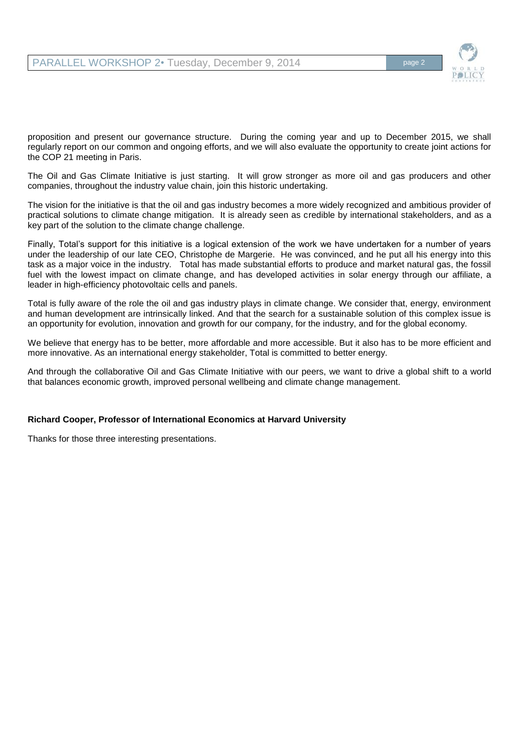proposition and present our governance structure. During the coming year and up to December 2015, we shall regularly report on our common and ongoing efforts, and we will also evaluate the opportunity to create joint actions for the COP 21 meeting in Paris.

The Oil and Gas Climate Initiative is just starting. It will grow stronger as more oil and gas producers and other companies, throughout the industry value chain, join this historic undertaking.

The vision for the initiative is that the oil and gas industry becomes a more widely recognized and ambitious provider of practical solutions to climate change mitigation. It is already seen as credible by international stakeholders, and as a key part of the solution to the climate change challenge.

Finally, Total's support for this initiative is a logical extension of the work we have undertaken for a number of years under the leadership of our late CEO, Christophe de Margerie. He was convinced, and he put all his energy into this task as a major voice in the industry. Total has made substantial efforts to produce and market natural gas, the fossil fuel with the lowest impact on climate change, and has developed activities in solar energy through our affiliate, a leader in high-efficiency photovoltaic cells and panels.

Total is fully aware of the role the oil and gas industry plays in climate change. We consider that, energy, environment and human development are intrinsically linked. And that the search for a sustainable solution of this complex issue is an opportunity for evolution, innovation and growth for our company, for the industry, and for the global economy.

We believe that energy has to be better, more affordable and more accessible. But it also has to be more efficient and more innovative. As an international energy stakeholder, Total is committed to better energy.

And through the collaborative Oil and Gas Climate Initiative with our peers, we want to drive a global shift to a world that balances economic growth, improved personal wellbeing and climate change management.

**Richard Cooper, Professor of International Economics at Harvard University**

Thanks for those three interesting presentations.